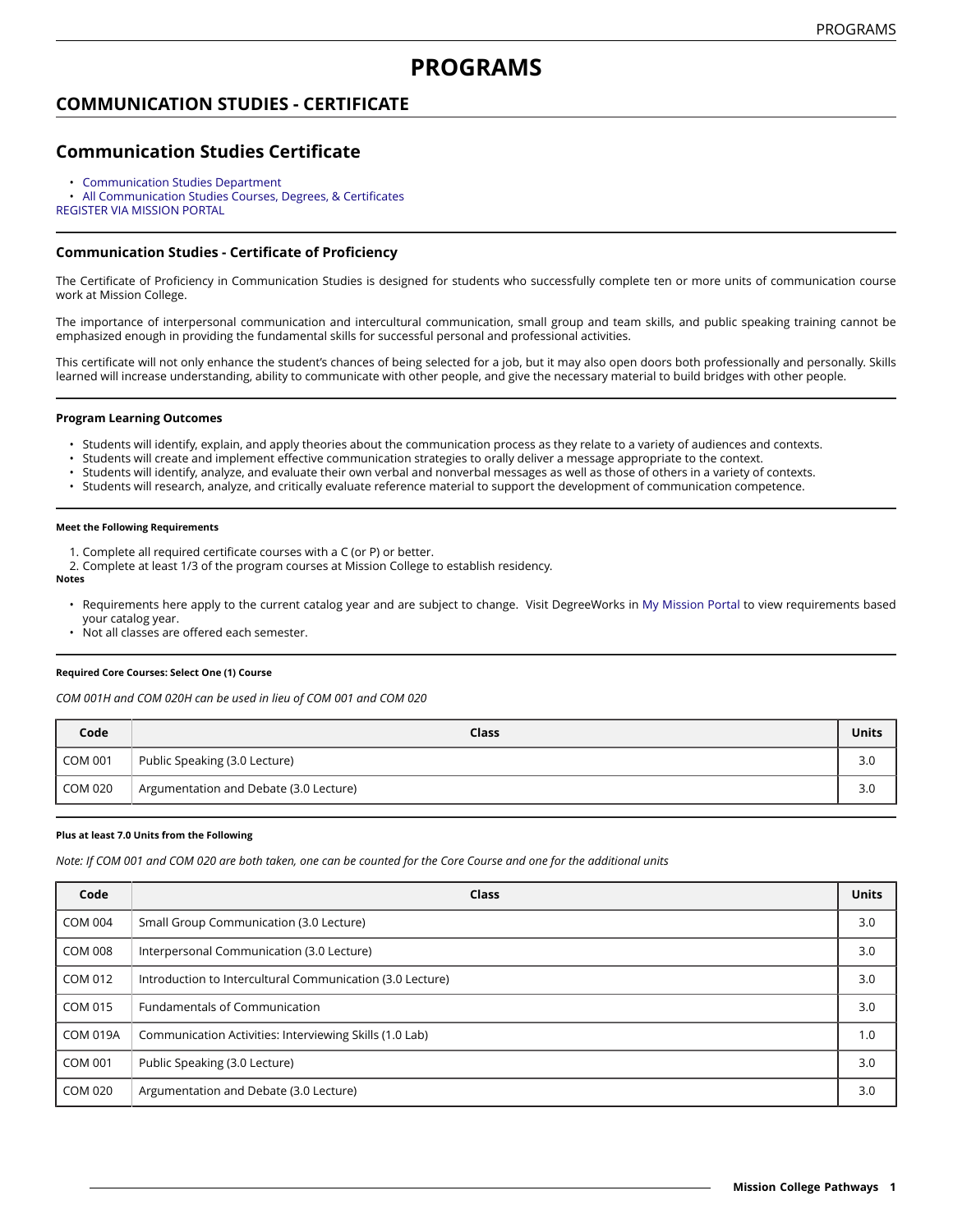# PROGRAMS

## COMMUNICATION STUDIES - CERTIFICATE

## Communication Studies Certificate

- Communication Studies Department
- All Communication Studies Courses, Degrees, & Certificates

REGISTER VIA MISSION PORTAL

### Communication Studies - Certificate of Proficiency

The Certificate of Proficiency in Communication Studies is designed for students who successfully complete ten or more units of communication course work at Mission College.

The importance of interpersonal communication and intercultural communication, small group and team skills, and public speaking training cannot be emphasized enough in providing the fundamental skills for successful personal and professional activities.

This certificate will not only enhance the student's chances of being selected for a job, but it may also open doors both professionally and personally. Skills learned will increase understanding, ability to communicate with other people, and give the necessary material to build bridges with other people.

#### Program Learning Outcomes

- Students will identify, explain, and apply theories about the communication process as they relate to a variety of audiences and contexts.
- Students will create and implement effective communication strategies to orally deliver a message appropriate to the context.
- Students will identify, analyze, and evaluate their own verbal and nonverbal messages as well as those of others in a variety of contexts.
- Students will research, analyze, and critically evaluate reference material to support the development of communication competence.

##### Meet the Following Requirements

1. Complete all required certificate courses with a C (or P) or better.
2. Complete at least 1/3 of the program courses at Mission College to establish residency.

**Notes**

- Requirements here apply to the current catalog year and are subject to change. Visit DegreeWorks in My Mission Portal to view requirements based your catalog year.
- Not all classes are offered each semester.

##### Required Core Courses: Select One (1) Course

*COM 001H and COM 020H can be used in lieu of COM 001 and COM 020*

| Code | Class | Units |
|---|---|---|
| COM 001 | Public Speaking (3.0 Lecture) | 3.0 |
| COM 020 | Argumentation and Debate (3.0 Lecture) | 3.0 |

##### Plus at least 7.0 Units from the Following

*Note: If COM 001 and COM 020 are both taken, one can be counted for the Core Course and one for the additional units*

| Code | Class | Units |
|---|---|---|
| COM 004 | Small Group Communication (3.0 Lecture) | 3.0 |
| COM 008 | Interpersonal Communication (3.0 Lecture) | 3.0 |
| COM 012 | Introduction to Intercultural Communication (3.0 Lecture) | 3.0 |
| COM 015 | Fundamentals of Communication | 3.0 |
| COM 019A | Communication Activities: Interviewing Skills (1.0 Lab) | 1.0 |
| COM 001 | Public Speaking (3.0 Lecture) | 3.0 |
| COM 020 | Argumentation and Debate (3.0 Lecture) | 3.0 |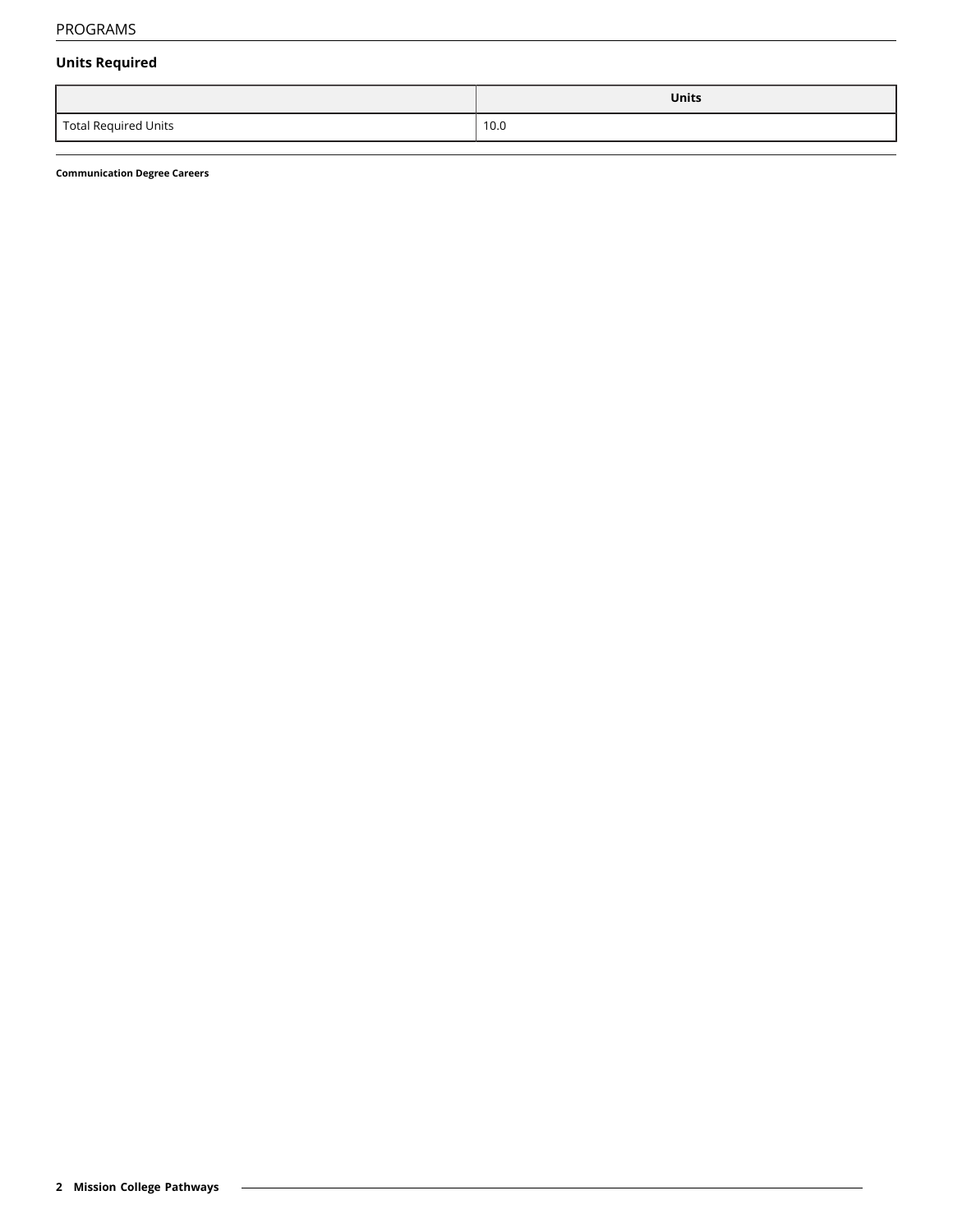## Units Required

| | Units |
|---|---|
| Total Required Units | 10.0 |

**Communication Degree Careers**